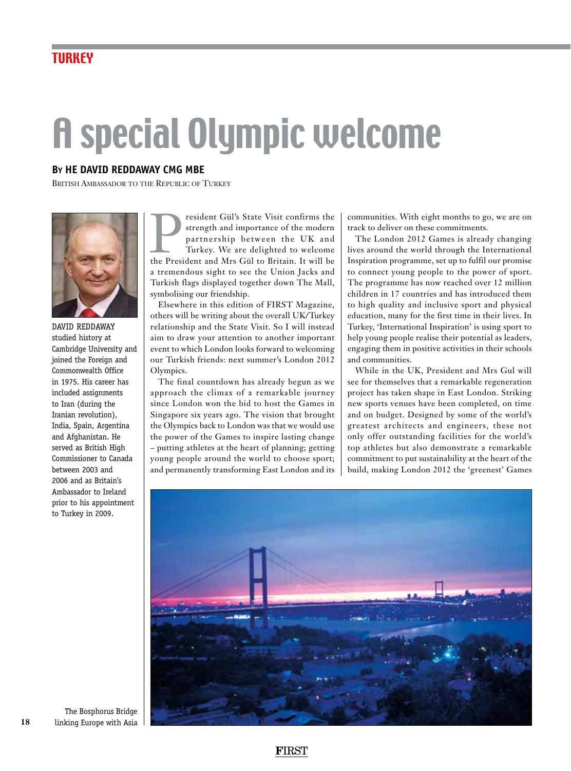TURKEY

# A special Olympic welcome

**By HE DAVID REDDAWAY CMG MBE**

British Ambassador to the Republic of Turkey

DAVID REDDAWAY studied history at Cambridge University and joined the Foreign and Commonwealth Office in 1975. His career has included assignments to Iran (during the Iranian revolution), India, Spain, Argentina and Afghanistan. He served as British High Commissioner to Canada between 2003 and 2006 and as Britain's Ambassador to Ireland prior to his appointment to Turkey in 2009.

President Gül's State Visit confirms the strength and importance of the modern partnership between the UK and Turkey. We are delighted to welcome the President and Mrs Gül to Britain. It will be a tremendous sight to see the Union Jacks and Turkish flags displayed together down The Mall, symbolising our friendship.

Elsewhere in this edition of FIRST Magazine, others will be writing about the overall UK/Turkey relationship and the State Visit. So I will instead aim to draw your attention to another important event to which London looks forward to welcoming our Turkish friends: next summer's London 2012 Olympics.

The final countdown has already begun as we approach the climax of a remarkable journey since London won the bid to host the Games in Singapore six years ago. The vision that brought the Olympics back to London was that we would use the power of the Games to inspire lasting change – putting athletes at the heart of planning; getting young people around the world to choose sport; and permanently transforming East London and its communities. With eight months to go, we are on track to deliver on these commitments.

The London 2012 Games is already changing lives around the world through the International Inspiration programme, set up to fulfil our promise to connect young people to the power of sport. The programme has now reached over 12 million children in 17 countries and has introduced them to high quality and inclusive sport and physical education, many for the first time in their lives. In Turkey, 'International Inspiration' is using sport to help young people realise their potential as leaders, engaging them in positive activities in their schools and communities.

While in the UK, President and Mrs Gul will see for themselves that a remarkable regeneration project has taken shape in East London. Striking new sports venues have been completed, on time and on budget. Designed by some of the world's greatest architects and engineers, these not only offer outstanding facilities for the world's top athletes but also demonstrate a remarkable commitment to put sustainability at the heart of the build, making London 2012 the 'greenest' Games

The Bosphorus Bridge linking Europe with Asia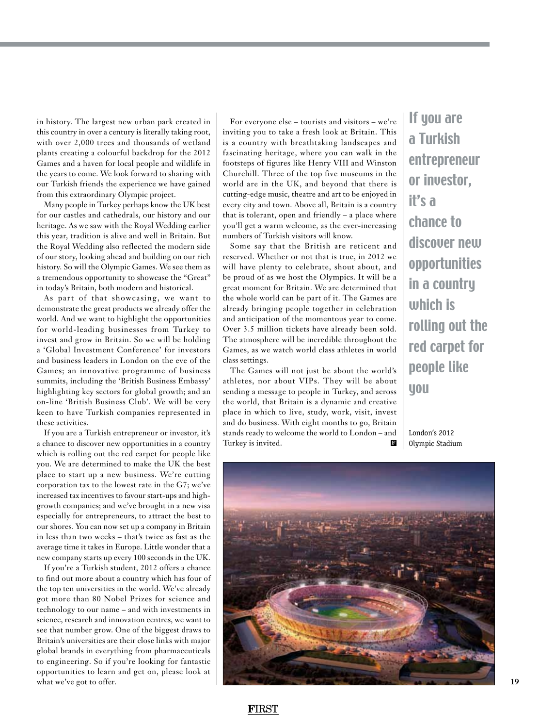in history. The largest new urban park created in this country in over a century is literally taking root, with over 2,000 trees and thousands of wetland plants creating a colourful backdrop for the 2012 Games and a haven for local people and wildlife in the years to come. We look forward to sharing with our Turkish friends the experience we have gained from this extraordinary Olympic project.

Many people in Turkey perhaps know the UK best for our castles and cathedrals, our history and our heritage. As we saw with the Royal Wedding earlier this year, tradition is alive and well in Britain. But the Royal Wedding also reflected the modern side of our story, looking ahead and building on our rich history. So will the Olympic Games. We see them as a tremendous opportunity to showcase the "Great" in today's Britain, both modern and historical.

As part of that showcasing, we want to demonstrate the great products we already offer the world. And we want to highlight the opportunities for world-leading businesses from Turkey to invest and grow in Britain. So we will be holding a 'Global Investment Conference' for investors and business leaders in London on the eve of the Games; an innovative programme of business summits, including the 'British Business Embassy' highlighting key sectors for global growth; and an on-line 'British Business Club'. We will be very keen to have Turkish companies represented in these activities.

If you are a Turkish entrepreneur or investor, it's a chance to discover new opportunities in a country which is rolling out the red carpet for people like you. We are determined to make the UK the best place to start up a new business. We're cutting corporation tax to the lowest rate in the G7; we've increased tax incentives to favour start-ups and high-growth companies; and we've brought in a new visa especially for entrepreneurs, to attract the best to our shores. You can now set up a company in Britain in less than two weeks – that's twice as fast as the average time it takes in Europe. Little wonder that a new company starts up every 100 seconds in the UK.

If you're a Turkish student, 2012 offers a chance to find out more about a country which has four of the top ten universities in the world. We've already got more than 80 Nobel Prizes for science and technology to our name – and with investments in science, research and innovation centres, we want to see that number grow. One of the biggest draws to Britain's universities are their close links with major global brands in everything from pharmaceuticals to engineering. So if you're looking for fantastic opportunities to learn and get on, please look at what we've got to offer.

For everyone else – tourists and visitors – we're inviting you to take a fresh look at Britain. This is a country with breathtaking landscapes and fascinating heritage, where you can walk in the footsteps of figures like Henry VIII and Winston Churchill. Three of the top five museums in the world are in the UK, and beyond that there is cutting-edge music, theatre and art to be enjoyed in every city and town. Above all, Britain is a country that is tolerant, open and friendly – a place where you'll get a warm welcome, as the ever-increasing numbers of Turkish visitors will know.

Some say that the British are reticent and reserved. Whether or not that is true, in 2012 we will have plenty to celebrate, shout about, and be proud of as we host the Olympics. It will be a great moment for Britain. We are determined that the whole world can be part of it. The Games are already bringing people together in celebration and anticipation of the momentous year to come. Over 3.5 million tickets have already been sold. The atmosphere will be incredible throughout the Games, as we watch world class athletes in world class settings.

The Games will not just be about the world's athletes, nor about VIPs. They will be about sending a message to people in Turkey, and across the world, that Britain is a dynamic and creative place in which to live, study, work, visit, invest and do business. With eight months to go, Britain stands ready to welcome the world to London – and Turkey is invited.

**If you are a Turkish entrepreneur or investor, it's a chance to discover new opportunities in a country which is rolling out the red carpet for people like you**

London's 2012 Olympic Stadium